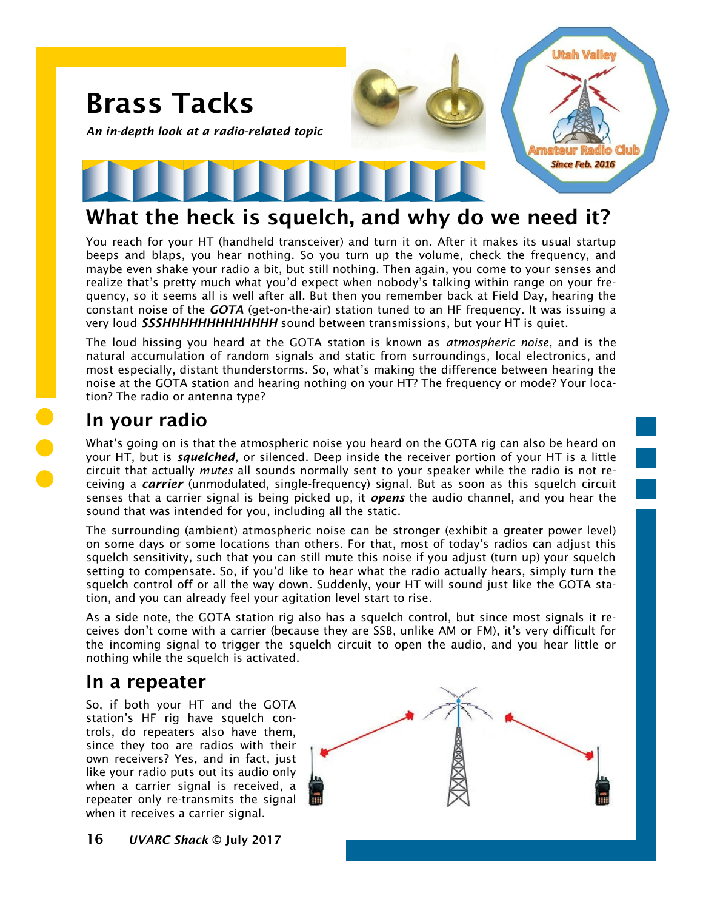# Brass Tacks

*An in-depth look at a radio-related topic*

## What the heck is squelch, and why do we need it?

You reach for your HT (handheld transceiver) and turn it on. After it makes its usual startup beeps and blaps, you hear nothing. So you turn up the volume, check the frequency, and maybe even shake your radio a bit, but still nothing. Then again, you come to your senses and realize that's pretty much what you'd expect when nobody's talking within range on your frequency, so it seems all is well after all. But then you remember back at Field Day, hearing the constant noise of the ***GOTA*** (get-on-the-air) station tuned to an HF frequency. It was issuing a very loud ***SSSHHHHHHHHHHHHH*** sound between transmissions, but your HT is quiet.

The loud hissing you heard at the GOTA station is known as *atmospheric noise*, and is the natural accumulation of random signals and static from surroundings, local electronics, and most especially, distant thunderstorms. So, what's making the difference between hearing the noise at the GOTA station and hearing nothing on your HT? The frequency or mode? Your location? The radio or antenna type?

## In your radio

What's going on is that the atmospheric noise you heard on the GOTA rig can also be heard on your HT, but is ***squelched***, or silenced. Deep inside the receiver portion of your HT is a little circuit that actually *mutes* all sounds normally sent to your speaker while the radio is not receiving a ***carrier*** (unmodulated, single-frequency) signal. But as soon as this squelch circuit senses that a carrier signal is being picked up, it ***opens*** the audio channel, and you hear the sound that was intended for you, including all the static.

The surrounding (ambient) atmospheric noise can be stronger (exhibit a greater power level) on some days or some locations than others. For that, most of today's radios can adjust this squelch sensitivity, such that you can still mute this noise if you adjust (turn up) your squelch setting to compensate. So, if you'd like to hear what the radio actually hears, simply turn the squelch control off or all the way down. Suddenly, your HT will sound just like the GOTA station, and you can already feel your agitation level start to rise.

As a side note, the GOTA station rig also has a squelch control, but since most signals it receives don't come with a carrier (because they are SSB, unlike AM or FM), it's very difficult for the incoming signal to trigger the squelch circuit to open the audio, and you hear little or nothing while the squelch is activated.

## In a repeater

So, if both your HT and the GOTA station's HF rig have squelch controls, do repeaters also have them, since they too are radios with their own receivers? Yes, and in fact, just like your radio puts out its audio only when a carrier signal is received, a repeater only re-transmits the signal when it receives a carrier signal.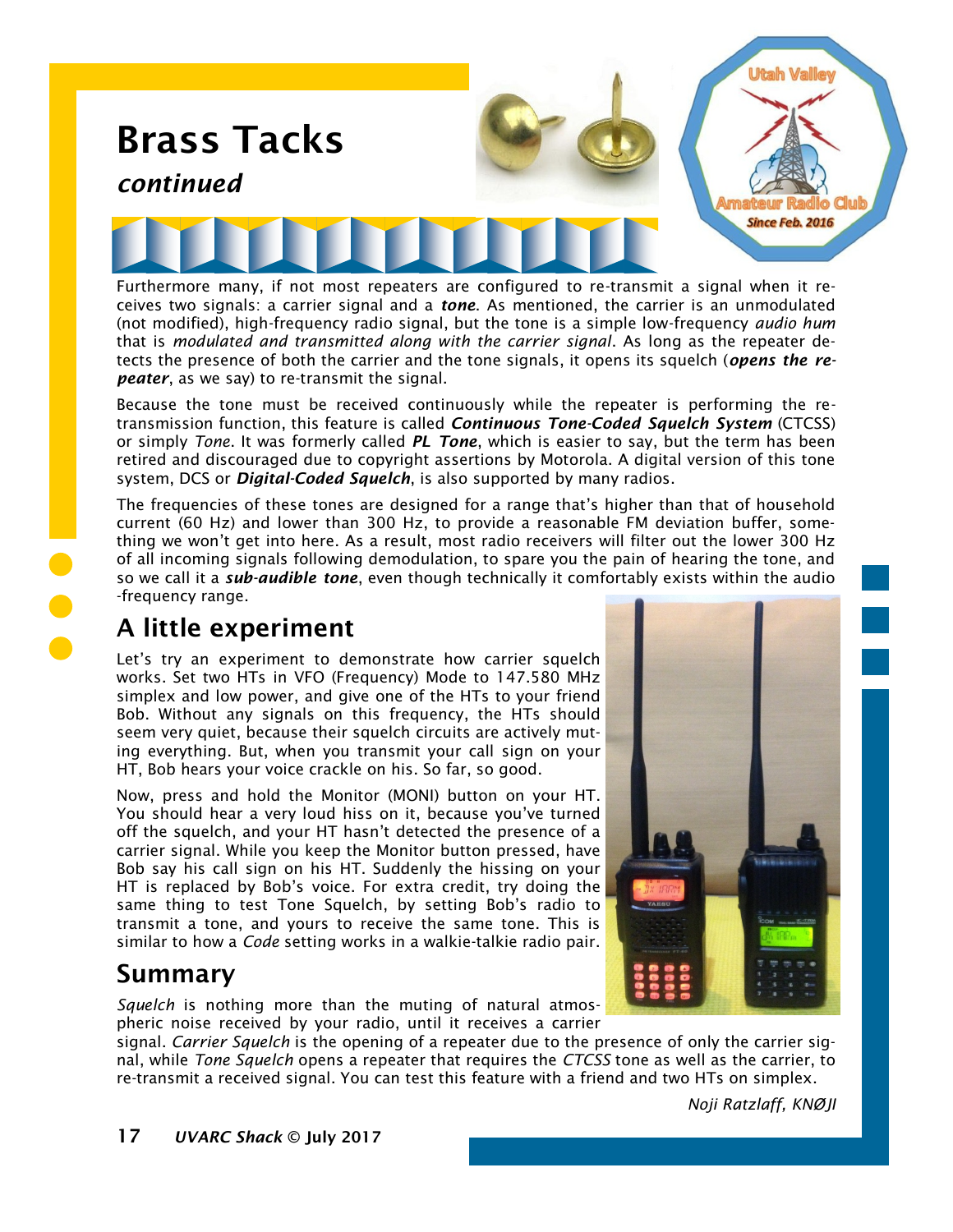# Brass Tacks

## *continued*

Furthermore many, if not most repeaters are configured to re-transmit a signal when it receives two signals: a carrier signal and a ***tone***. As mentioned, the carrier is an unmodulated (not modified), high-frequency radio signal, but the tone is a simple low-frequency *audio hum* that is *modulated and transmitted along with the carrier signal*. As long as the repeater detects the presence of both the carrier and the tone signals, it opens its squelch (***opens the repeater***, as we say) to re-transmit the signal.

Because the tone must be received continuously while the repeater is performing the re-transmission function, this feature is called ***Continuous Tone-Coded Squelch System*** (CTCSS) or simply *Tone*. It was formerly called ***PL Tone***, which is easier to say, but the term has been retired and discouraged due to copyright assertions by Motorola. A digital version of this tone system, DCS or ***Digital-Coded Squelch***, is also supported by many radios.

The frequencies of these tones are designed for a range that's higher than that of household current (60 Hz) and lower than 300 Hz, to provide a reasonable FM deviation buffer, something we won't get into here. As a result, most radio receivers will filter out the lower 300 Hz of all incoming signals following demodulation, to spare you the pain of hearing the tone, and so we call it a ***sub-audible tone***, even though technically it comfortably exists within the audio-frequency range.

## A little experiment

Let's try an experiment to demonstrate how carrier squelch works. Set two HTs in VFO (Frequency) Mode to 147.580 MHz simplex and low power, and give one of the HTs to your friend Bob. Without any signals on this frequency, the HTs should seem very quiet, because their squelch circuits are actively muting everything. But, when you transmit your call sign on your HT, Bob hears your voice crackle on his. So far, so good.

Now, press and hold the Monitor (MONI) button on your HT. You should hear a very loud hiss on it, because you've turned off the squelch, and your HT hasn't detected the presence of a carrier signal. While you keep the Monitor button pressed, have Bob say his call sign on his HT. Suddenly the hissing on your HT is replaced by Bob's voice. For extra credit, try doing the same thing to test Tone Squelch, by setting Bob's radio to transmit a tone, and yours to receive the same tone. This is similar to how a *Code* setting works in a walkie-talkie radio pair.

## Summary

*Squelch* is nothing more than the muting of natural atmospheric noise received by your radio, until it receives a carrier signal. *Carrier Squelch* is the opening of a repeater due to the presence of only the carrier signal, while *Tone Squelch* opens a repeater that requires the *CTCSS* tone as well as the carrier, to re-transmit a received signal. You can test this feature with a friend and two HTs on simplex.

*Noji Ratzlaff, KNØJI*